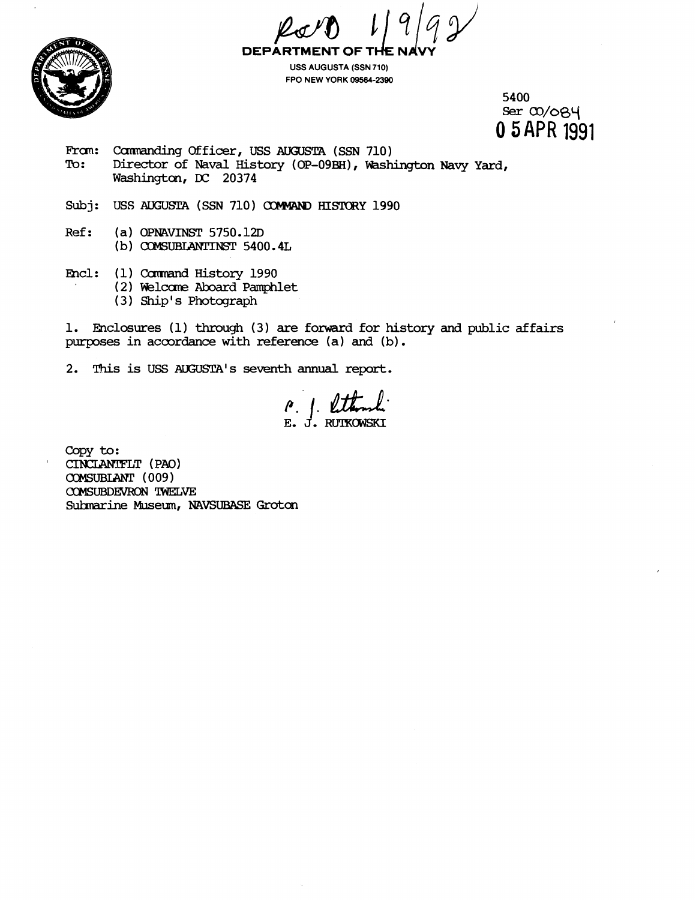Rec'd 1/9/92

**DEPARTMENT OF THE NAVY**

USS AUGUSTA (SSN 710)
FPO NEW YORK 09564-2390

5400
Ser 00/084
**05 APR 1991**

From: Commanding Officer, USS AUGUSTA (SSN 710)
To: Director of Naval History (OP-09BH), Washington Navy Yard, Washington, DC 20374

Subj: USS AUGUSTA (SSN 710) COMMAND HISTORY 1990

Ref: (a) OPNAVINST 5750.12D
(b) COMSUBLANTINST 5400.4L

Encl: (1) Command History 1990
(2) Welcome Aboard Pamphlet
(3) Ship's Photograph

1. Enclosures (1) through (3) are forward for history and public affairs purposes in accordance with reference (a) and (b).

2. This is USS AUGUSTA's seventh annual report.

E. J. RUTKOWSKI

Copy to:
CINCLANTFLT (PAO)
COMSUBLANT (009)
COMSUBDEVRON TWELVE
Submarine Museum, NAVSUBASE Groton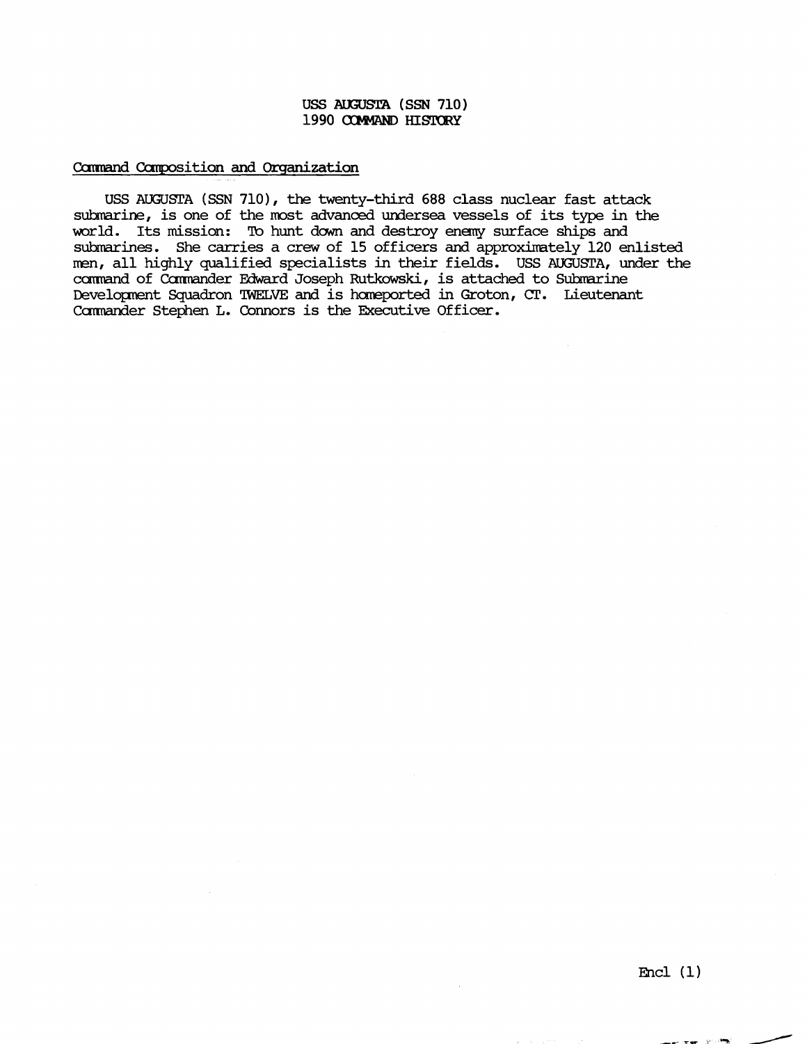# USS AUGUSTA (SSN 710)
# 1990 COMMAND HISTORY

## Command Composition and Organization

USS AUGUSTA (SSN 710), the twenty-third 688 class nuclear fast attack submarine, is one of the most advanced undersea vessels of its type in the world. Its mission: To hunt down and destroy enemy surface ships and submarines. She carries a crew of 15 officers and approximately 120 enlisted men, all highly qualified specialists in their fields. USS AUGUSTA, under the command of Commander Edward Joseph Rutkowski, is attached to Submarine Development Squadron TWELVE and is homeported in Groton, CT. Lieutenant Commander Stephen L. Connors is the Executive Officer.

Encl (1)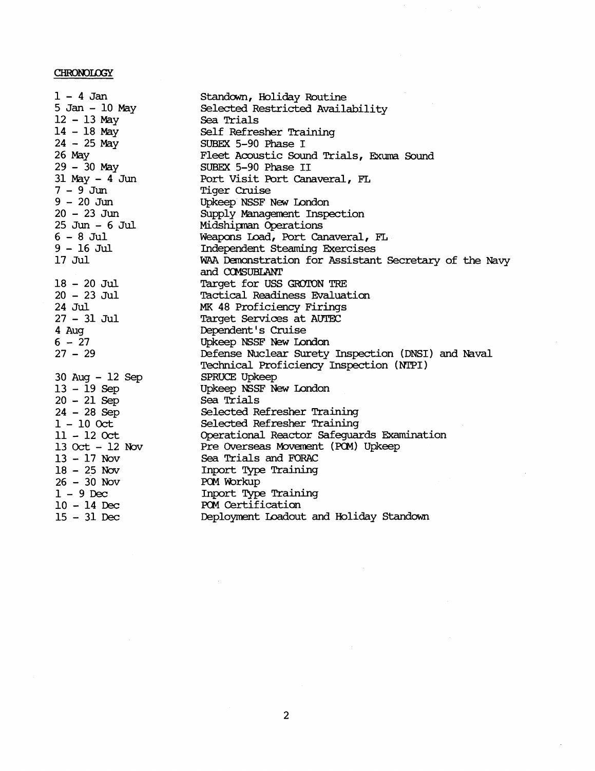**CHRONOLOGY**

| | |
|---|---|
| 1 - 4 Jan | Standown, Holiday Routine |
| 5 Jan - 10 May | Selected Restricted Availability |
| 12 - 13 May | Sea Trials |
| 14 - 18 May | Self Refresher Training |
| 24 - 25 May | SUBEX 5-90 Phase I |
| 26 May | Fleet Acoustic Sound Trials, Exuma Sound |
| 29 - 30 May | SUBEX 5-90 Phase II |
| 31 May - 4 Jun | Port Visit Port Canaveral, FL |
| 7 - 9 Jun | Tiger Cruise |
| 9 - 20 Jun | Upkeep NSSF New London |
| 20 - 23 Jun | Supply Management Inspection |
| 25 Jun - 6 Jul | Midshipman Operations |
| 6 - 8 Jul | Weapons Load, Port Canaveral, FL |
| 9 - 16 Jul | Independent Steaming Exercises |
| 17 Jul | WAA Demonstration for Assistant Secretary of the Navy and COMSUBLANT |
| 18 - 20 Jul | Target for USS GROTON TRE |
| 20 - 23 Jul | Tactical Readiness Evaluation |
| 24 Jul | MK 48 Proficiency Firings |
| 27 - 31 Jul | Target Services at AUTEC |
| 4 Aug | Dependent's Cruise |
| 6 - 27 | Upkeep NSSF New London |
| 27 - 29 | Defense Nuclear Surety Inspection (DNSI) and Naval Technical Proficiency Inspection (NTPI) |
| 30 Aug - 12 Sep | SPRUCE Upkeep |
| 13 - 19 Sep | Upkeep NSSF New London |
| 20 - 21 Sep | Sea Trials |
| 24 - 28 Sep | Selected Refresher Training |
| 1 - 10 Oct | Selected Refresher Training |
| 11 - 12 Oct | Operational Reactor Safeguards Examination |
| 13 Oct - 12 Nov | Pre Overseas Movement (POM) Upkeep |
| 13 - 17 Nov | Sea Trials and FORAC |
| 18 - 25 Nov | Inport Type Training |
| 26 - 30 Nov | POM Workup |
| 1 - 9 Dec | Inport Type Training |
| 10 - 14 Dec | POM Certification |
| 15 - 31 Dec | Deployment Loadout and Holiday Standown |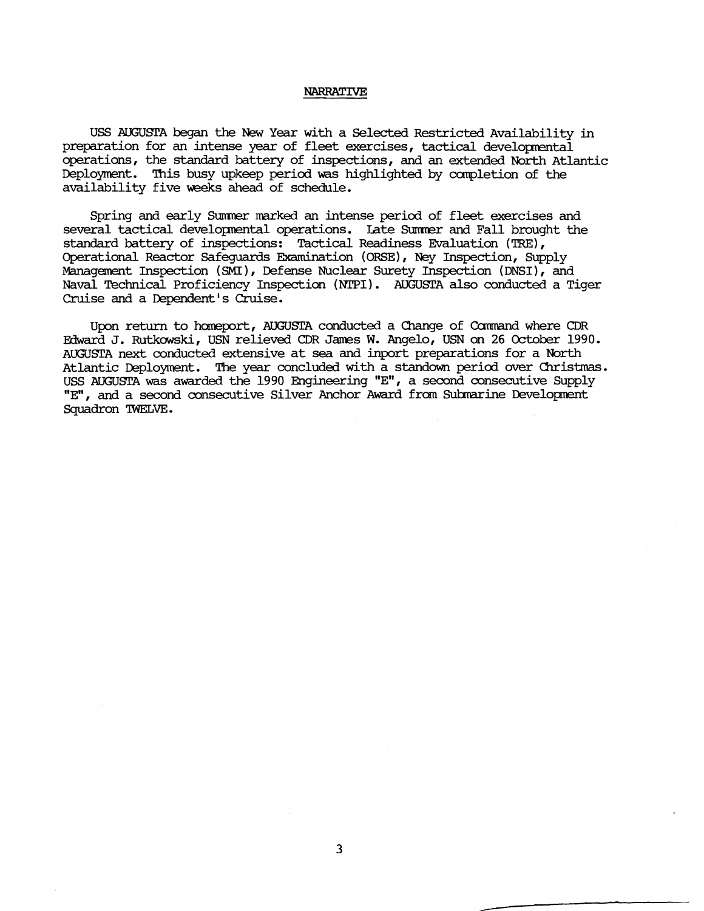## NARRATIVE

USS AUGUSTA began the New Year with a Selected Restricted Availability in preparation for an intense year of fleet exercises, tactical developmental operations, the standard battery of inspections, and an extended North Atlantic Deployment. This busy upkeep period was highlighted by completion of the availability five weeks ahead of schedule.

Spring and early Summer marked an intense period of fleet exercises and several tactical developmental operations. Late Summer and Fall brought the standard battery of inspections: Tactical Readiness Evaluation (TRE), Operational Reactor Safeguards Examination (ORSE), Ney Inspection, Supply Management Inspection (SMI), Defense Nuclear Surety Inspection (DNSI), and Naval Technical Proficiency Inspection (NTPI). AUGUSTA also conducted a Tiger Cruise and a Dependent's Cruise.

Upon return to homeport, AUGUSTA conducted a Change of Command where CDR Edward J. Rutkowski, USN relieved CDR James W. Angelo, USN on 26 October 1990. AUGUSTA next conducted extensive at sea and inport preparations for a North Atlantic Deployment. The year concluded with a standown period over Christmas. USS AUGUSTA was awarded the 1990 Engineering "E", a second consecutive Supply "E", and a second consecutive Silver Anchor Award from Submarine Development Squadron TWELVE.